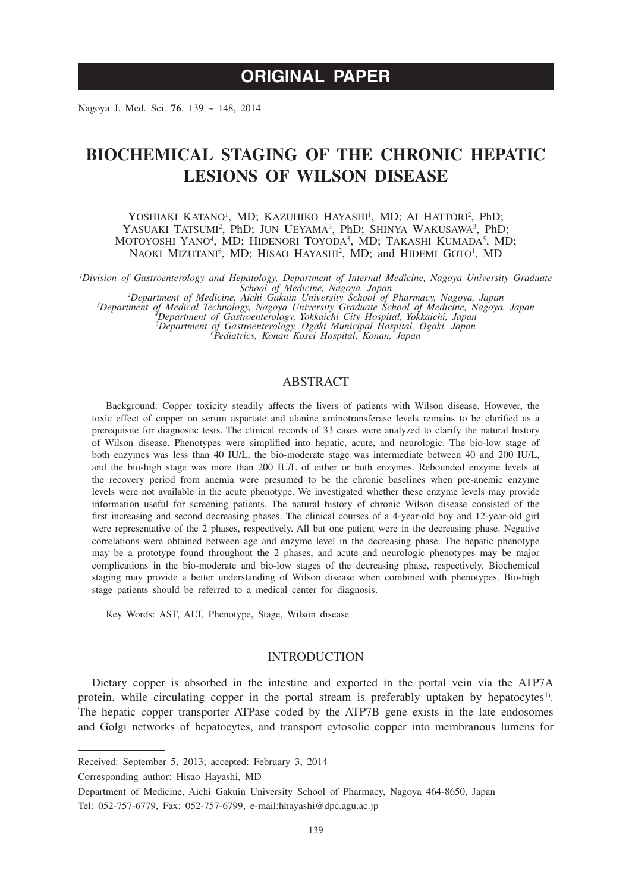# ORIGINAL PAPER

# BIOCHEMICAL STAGING OF THE CHRONIC HEPATIC LESIONS OF WILSON DISEASE

Yoshiaki Katano[1], MD; Kazuhiko Hayashi[1], MD; Ai Hattori[2], PhD; Yasuaki Tatsumi[2], PhD; Jun Ueyama[3], PhD; Shinya Wakusawa[3], PhD; Motoyoshi Yano[4], MD; Hidenori Toyoda[5], MD; Takashi Kumada[5], MD; Naoki Mizutani[6], MD; Hisao Hayashi[2], MD; and Hidemi Goto[1], MD

[1]*Division of Gastroenterology and Hepatology, Department of Internal Medicine, Nagoya University Graduate School of Medicine, Nagoya, Japan*
[2]*Department of Medicine, Aichi Gakuin University School of Pharmacy, Nagoya, Japan*
[3]*Department of Medical Technology, Nagoya University Graduate School of Medicine, Nagoya, Japan*
[4]*Department of Gastroenterology, Yokkaichi City Hospital, Yokkaichi, Japan*
[5]*Department of Gastroenterology, Ogaki Municipal Hospital, Ogaki, Japan*
[6]*Pediatrics, Konan Kosei Hospital, Konan, Japan*

## ABSTRACT

Background: Copper toxicity steadily affects the livers of patients with Wilson disease. However, the toxic effect of copper on serum aspartate and alanine aminotransferase levels remains to be clarified as a prerequisite for diagnostic tests. The clinical records of 33 cases were analyzed to clarify the natural history of Wilson disease. Phenotypes were simplified into hepatic, acute, and neurologic. The bio-low stage of both enzymes was less than 40 IU/L, the bio-moderate stage was intermediate between 40 and 200 IU/L, and the bio-high stage was more than 200 IU/L of either or both enzymes. Rebounded enzyme levels at the recovery period from anemia were presumed to be the chronic baselines when pre-anemic enzyme levels were not available in the acute phenotype. We investigated whether these enzyme levels may provide information useful for screening patients. The natural history of chronic Wilson disease consisted of the first increasing and second decreasing phases. The clinical courses of a 4-year-old boy and 12-year-old girl were representative of the 2 phases, respectively. All but one patient were in the decreasing phase. Negative correlations were obtained between age and enzyme level in the decreasing phase. The hepatic phenotype may be a prototype found throughout the 2 phases, and acute and neurologic phenotypes may be major complications in the bio-moderate and bio-low stages of the decreasing phase, respectively. Biochemical staging may provide a better understanding of Wilson disease when combined with phenotypes. Bio-high stage patients should be referred to a medical center for diagnosis.

Key Words: AST, ALT, Phenotype, Stage, Wilson disease

## INTRODUCTION

Dietary copper is absorbed in the intestine and exported in the portal vein via the ATP7A protein, while circulating copper in the portal stream is preferably uptaken by hepatocytes[1]. The hepatic copper transporter ATPase coded by the ATP7B gene exists in the late endosomes and Golgi networks of hepatocytes, and transport cytosolic copper into membranous lumens for

---

Received: September 5, 2013; accepted: February 3, 2014

Corresponding author: Hisao Hayashi, MD

Department of Medicine, Aichi Gakuin University School of Pharmacy, Nagoya 464-8650, Japan

Tel: 052-757-6779, Fax: 052-757-6799, e-mail:hhayashi@dpc.agu.ac.jp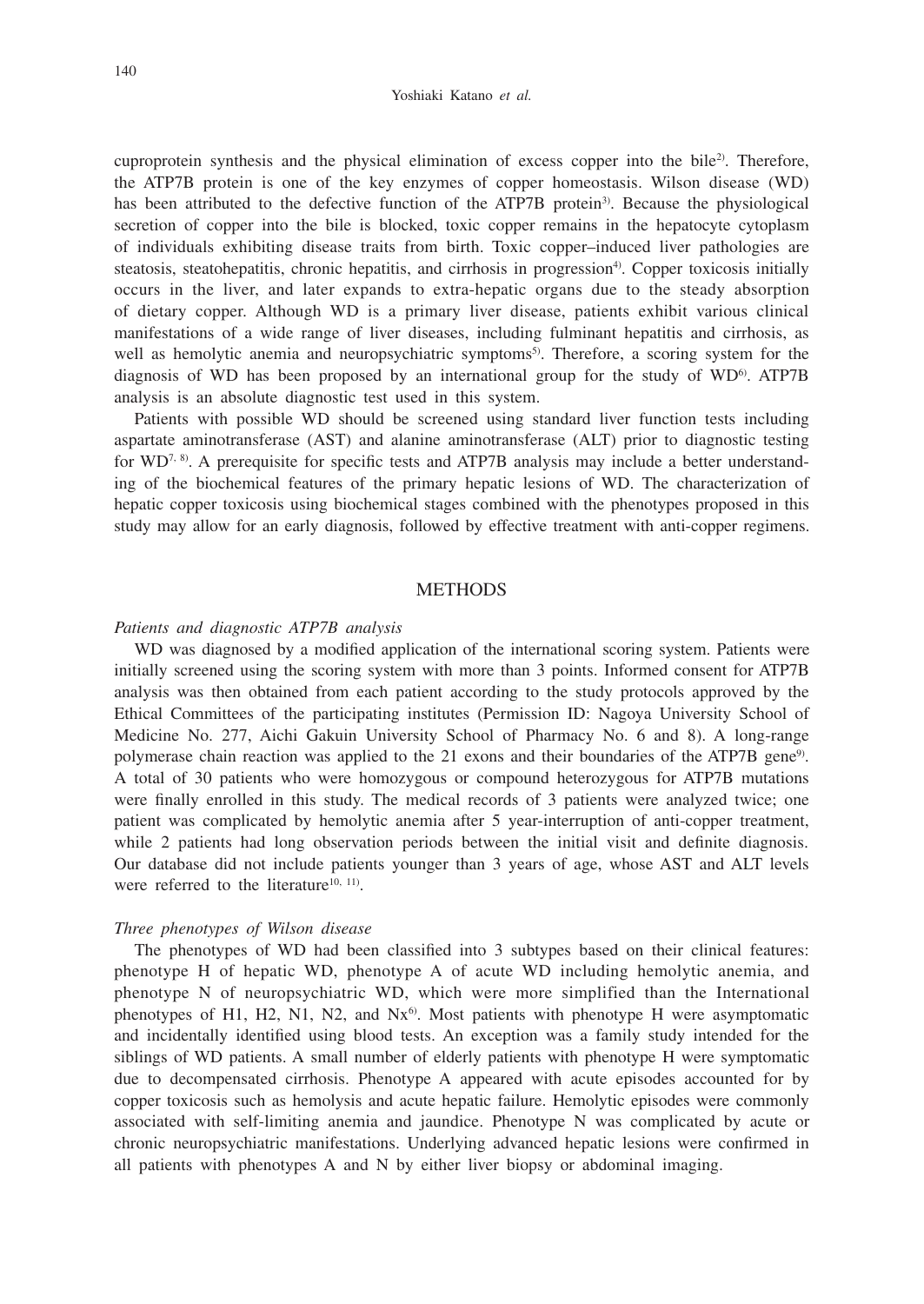cuproprotein synthesis and the physical elimination of excess copper into the bile[2]. Therefore, the ATP7B protein is one of the key enzymes of copper homeostasis. Wilson disease (WD) has been attributed to the defective function of the ATP7B protein[3]. Because the physiological secretion of copper into the bile is blocked, toxic copper remains in the hepatocyte cytoplasm of individuals exhibiting disease traits from birth. Toxic copper–induced liver pathologies are steatosis, steatohepatitis, chronic hepatitis, and cirrhosis in progression[4]. Copper toxicosis initially occurs in the liver, and later expands to extra-hepatic organs due to the steady absorption of dietary copper. Although WD is a primary liver disease, patients exhibit various clinical manifestations of a wide range of liver diseases, including fulminant hepatitis and cirrhosis, as well as hemolytic anemia and neuropsychiatric symptoms[5]. Therefore, a scoring system for the diagnosis of WD has been proposed by an international group for the study of WD[6]. ATP7B analysis is an absolute diagnostic test used in this system.

Patients with possible WD should be screened using standard liver function tests including aspartate aminotransferase (AST) and alanine aminotransferase (ALT) prior to diagnostic testing for WD[7,8]. A prerequisite for specific tests and ATP7B analysis may include a better understanding of the biochemical features of the primary hepatic lesions of WD. The characterization of hepatic copper toxicosis using biochemical stages combined with the phenotypes proposed in this study may allow for an early diagnosis, followed by effective treatment with anti-copper regimens.

## METHODS

*Patients and diagnostic ATP7B analysis*

WD was diagnosed by a modified application of the international scoring system. Patients were initially screened using the scoring system with more than 3 points. Informed consent for ATP7B analysis was then obtained from each patient according to the study protocols approved by the Ethical Committees of the participating institutes (Permission ID: Nagoya University School of Medicine No. 277, Aichi Gakuin University School of Pharmacy No. 6 and 8). A long-range polymerase chain reaction was applied to the 21 exons and their boundaries of the ATP7B gene[9]. A total of 30 patients who were homozygous or compound heterozygous for ATP7B mutations were finally enrolled in this study. The medical records of 3 patients were analyzed twice; one patient was complicated by hemolytic anemia after 5 year-interruption of anti-copper treatment, while 2 patients had long observation periods between the initial visit and definite diagnosis. Our database did not include patients younger than 3 years of age, whose AST and ALT levels were referred to the literature[10,11].

*Three phenotypes of Wilson disease*

The phenotypes of WD had been classified into 3 subtypes based on their clinical features: phenotype H of hepatic WD, phenotype A of acute WD including hemolytic anemia, and phenotype N of neuropsychiatric WD, which were more simplified than the International phenotypes of H1, H2, N1, N2, and Nx[6]. Most patients with phenotype H were asymptomatic and incidentally identified using blood tests. An exception was a family study intended for the siblings of WD patients. A small number of elderly patients with phenotype H were symptomatic due to decompensated cirrhosis. Phenotype A appeared with acute episodes accounted for by copper toxicosis such as hemolysis and acute hepatic failure. Hemolytic episodes were commonly associated with self-limiting anemia and jaundice. Phenotype N was complicated by acute or chronic neuropsychiatric manifestations. Underlying advanced hepatic lesions were confirmed in all patients with phenotypes A and N by either liver biopsy or abdominal imaging.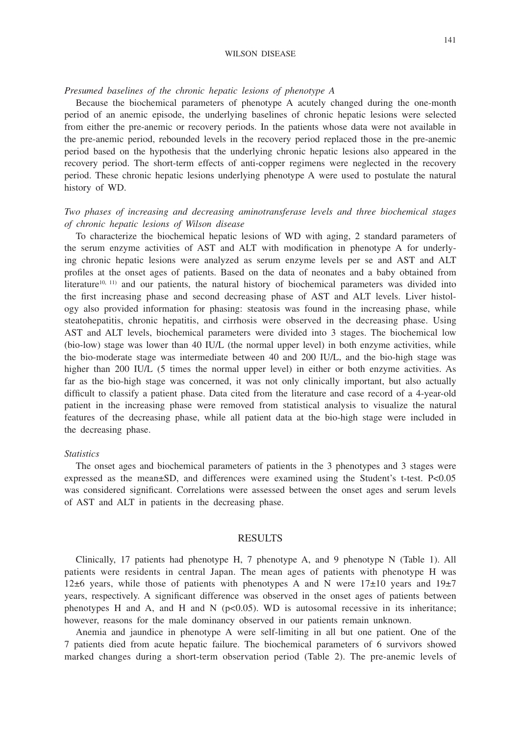*Presumed baselines of the chronic hepatic lesions of phenotype A*

Because the biochemical parameters of phenotype A acutely changed during the one-month period of an anemic episode, the underlying baselines of chronic hepatic lesions were selected from either the pre-anemic or recovery periods. In the patients whose data were not available in the pre-anemic period, rebounded levels in the recovery period replaced those in the pre-anemic period based on the hypothesis that the underlying chronic hepatic lesions also appeared in the recovery period. The short-term effects of anti-copper regimens were neglected in the recovery period. These chronic hepatic lesions underlying phenotype A were used to postulate the natural history of WD.

*Two phases of increasing and decreasing aminotransferase levels and three biochemical stages of chronic hepatic lesions of Wilson disease*

To characterize the biochemical hepatic lesions of WD with aging, 2 standard parameters of the serum enzyme activities of AST and ALT with modification in phenotype A for underlying chronic hepatic lesions were analyzed as serum enzyme levels per se and AST and ALT profiles at the onset ages of patients. Based on the data of neonates and a baby obtained from literature[10, 11] and our patients, the natural history of biochemical parameters was divided into the first increasing phase and second decreasing phase of AST and ALT levels. Liver histology also provided information for phasing: steatosis was found in the increasing phase, while steatohepatitis, chronic hepatitis, and cirrhosis were observed in the decreasing phase. Using AST and ALT levels, biochemical parameters were divided into 3 stages. The biochemical low (bio-low) stage was lower than 40 IU/L (the normal upper level) in both enzyme activities, while the bio-moderate stage was intermediate between 40 and 200 IU/L, and the bio-high stage was higher than 200 IU/L (5 times the normal upper level) in either or both enzyme activities. As far as the bio-high stage was concerned, it was not only clinically important, but also actually difficult to classify a patient phase. Data cited from the literature and case record of a 4-year-old patient in the increasing phase were removed from statistical analysis to visualize the natural features of the decreasing phase, while all patient data at the bio-high stage were included in the decreasing phase.

*Statistics*

The onset ages and biochemical parameters of patients in the 3 phenotypes and 3 stages were expressed as the mean±SD, and differences were examined using the Student's t-test. $P<0.05$ was considered significant. Correlations were assessed between the onset ages and serum levels of AST and ALT in patients in the decreasing phase.

## RESULTS

Clinically, 17 patients had phenotype H, 7 phenotype A, and 9 phenotype N (Table 1). All patients were residents in central Japan. The mean ages of patients with phenotype H was 12±6 years, while those of patients with phenotypes A and N were 17±10 years and 19±7 years, respectively. A significant difference was observed in the onset ages of patients between phenotypes H and A, and H and N ($p<0.05$). WD is autosomal recessive in its inheritance; however, reasons for the male dominancy observed in our patients remain unknown.

Anemia and jaundice in phenotype A were self-limiting in all but one patient. One of the 7 patients died from acute hepatic failure. The biochemical parameters of 6 survivors showed marked changes during a short-term observation period (Table 2). The pre-anemic levels of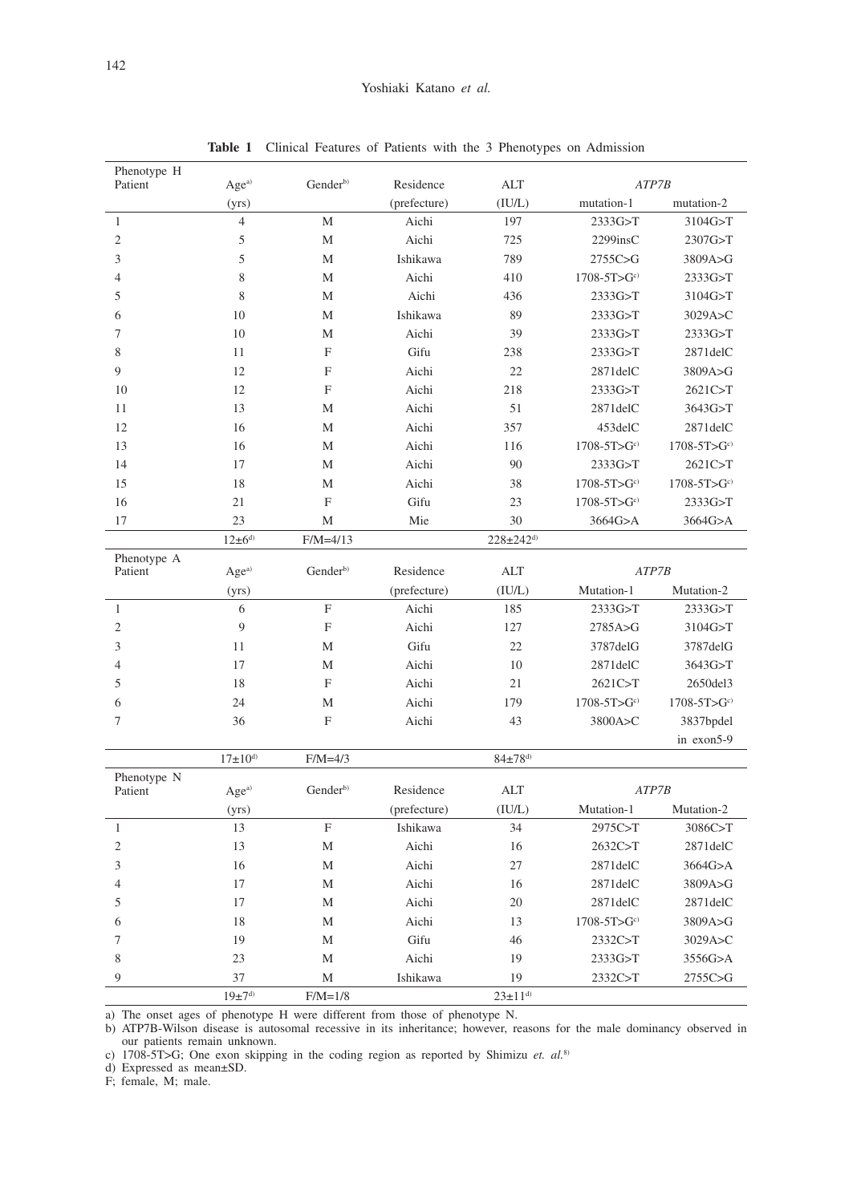**Table 1** Clinical Features of Patients with the 3 Phenotypes on Admission

| Phenotype H Patient | Age[a) (yrs) | Gender[b) | Residence (prefecture) | ALT (IU/L) | *ATP7B* mutation-1 | mutation-2 |
|---|---|---|---|---|---|---|
| 1 | 4 | M | Aichi | 197 | 2333G>T | 3104G>T |
| 2 | 5 | M | Aichi | 725 | 2299insC | 2307G>T |
| 3 | 5 | M | Ishikawa | 789 | 2755C>G | 3809A>G |
| 4 | 8 | M | Aichi | 410 | 1708-5T>G[c) | 2333G>T |
| 5 | 8 | M | Aichi | 436 | 2333G>T | 3104G>T |
| 6 | 10 | M | Ishikawa | 89 | 2333G>T | 3029A>C |
| 7 | 10 | M | Aichi | 39 | 2333G>T | 2333G>T |
| 8 | 11 | F | Gifu | 238 | 2333G>T | 2871delC |
| 9 | 12 | F | Aichi | 22 | 2871delC | 3809A>G |
| 10 | 12 | F | Aichi | 218 | 2333G>T | 2621C>T |
| 11 | 13 | M | Aichi | 51 | 2871delC | 3643G>T |
| 12 | 16 | M | Aichi | 357 | 453delC | 2871delC |
| 13 | 16 | M | Aichi | 116 | 1708-5T>G[c) | 1708-5T>G[c) |
| 14 | 17 | M | Aichi | 90 | 2333G>T | 2621C>T |
| 15 | 18 | M | Aichi | 38 | 1708-5T>G[c) | 1708-5T>G[c) |
| 16 | 21 | F | Gifu | 23 | 1708-5T>G[c) | 2333G>T |
| 17 | 23 | M | Mie | 30 | 3664G>A | 3664G>A |
| | 12±6[d) | F/M=4/13 | | 228±242[d) | | |

| Phenotype A Patient | Age[a) (yrs) | Gender[b) | Residence (prefecture) | ALT (IU/L) | *ATP7B* Mutation-1 | Mutation-2 |
|---|---|---|---|---|---|---|
| 1 | 6 | F | Aichi | 185 | 2333G>T | 2333G>T |
| 2 | 9 | F | Aichi | 127 | 2785A>G | 3104G>T |
| 3 | 11 | M | Gifu | 22 | 3787delG | 3787delG |
| 4 | 17 | M | Aichi | 10 | 2871delC | 3643G>T |
| 5 | 18 | F | Aichi | 21 | 2621C>T | 2650del3 |
| 6 | 24 | M | Aichi | 179 | 1708-5T>G[c) | 1708-5T>G[c) |
| 7 | 36 | F | Aichi | 43 | 3800A>C | 3837bpdel in exon5-9 |
| | 17±10[d) | F/M=4/3 | | 84±78[d) | | |

| Phenotype N Patient | Age[a) (yrs) | Gender[b) | Residence (prefecture) | ALT (IU/L) | *ATP7B* Mutation-1 | Mutation-2 |
|---|---|---|---|---|---|---|
| 1 | 13 | F | Ishikawa | 34 | 2975C>T | 3086C>T |
| 2 | 13 | M | Aichi | 16 | 2632C>T | 2871delC |
| 3 | 16 | M | Aichi | 27 | 2871delC | 3664G>A |
| 4 | 17 | M | Aichi | 16 | 2871delC | 3809A>G |
| 5 | 17 | M | Aichi | 20 | 2871delC | 2871delC |
| 6 | 18 | M | Aichi | 13 | 1708-5T>G[c) | 3809A>G |
| 7 | 19 | M | Gifu | 46 | 2332C>T | 3029A>C |
| 8 | 23 | M | Aichi | 19 | 2333G>T | 3556G>A |
| 9 | 37 | M | Ishikawa | 19 | 2332C>T | 2755C>G |
| | 19±7[d) | F/M=1/8 | | 23±11[d) | | |

a) The onset ages of phenotype H were different from those of phenotype N.
b) ATP7B-Wilson disease is autosomal recessive in its inheritance; however, reasons for the male dominancy observed in our patients remain unknown.
c) 1708-5T>G; One exon skipping in the coding region as reported by Shimizu *et. al.*[8)]
d) Expressed as mean±SD.
F; female, M; male.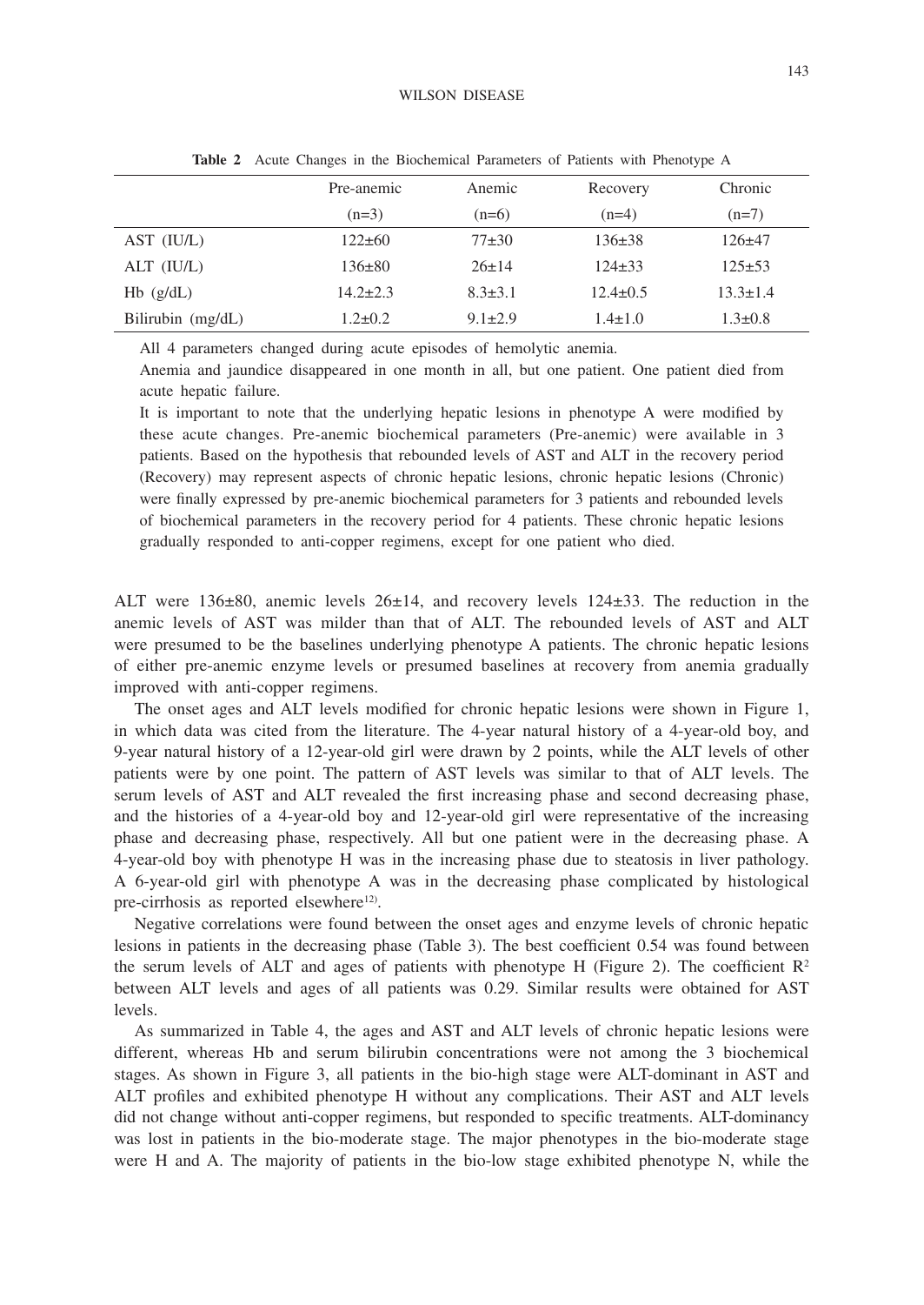**Table 2** Acute Changes in the Biochemical Parameters of Patients with Phenotype A

| | Pre-anemic (n=3) | Anemic (n=6) | Recovery (n=4) | Chronic (n=7) |
|---|---|---|---|---|
| AST (IU/L) | 122±60 | 77±30 | 136±38 | 126±47 |
| ALT (IU/L) | 136±80 | 26±14 | 124±33 | 125±53 |
| Hb (g/dL) | 14.2±2.3 | 8.3±3.1 | 12.4±0.5 | 13.3±1.4 |
| Bilirubin (mg/dL) | 1.2±0.2 | 9.1±2.9 | 1.4±1.0 | 1.3±0.8 |

All 4 parameters changed during acute episodes of hemolytic anemia.

Anemia and jaundice disappeared in one month in all, but one patient. One patient died from acute hepatic failure.

It is important to note that the underlying hepatic lesions in phenotype A were modified by these acute changes. Pre-anemic biochemical parameters (Pre-anemic) were available in 3 patients. Based on the hypothesis that rebounded levels of AST and ALT in the recovery period (Recovery) may represent aspects of chronic hepatic lesions, chronic hepatic lesions (Chronic) were finally expressed by pre-anemic biochemical parameters for 3 patients and rebounded levels of biochemical parameters in the recovery period for 4 patients. These chronic hepatic lesions gradually responded to anti-copper regimens, except for one patient who died.

ALT were 136±80, anemic levels 26±14, and recovery levels 124±33. The reduction in the anemic levels of AST was milder than that of ALT. The rebounded levels of AST and ALT were presumed to be the baselines underlying phenotype A patients. The chronic hepatic lesions of either pre-anemic enzyme levels or presumed baselines at recovery from anemia gradually improved with anti-copper regimens.

The onset ages and ALT levels modified for chronic hepatic lesions were shown in Figure 1, in which data was cited from the literature. The 4-year natural history of a 4-year-old boy, and 9-year natural history of a 12-year-old girl were drawn by 2 points, while the ALT levels of other patients were by one point. The pattern of AST levels was similar to that of ALT levels. The serum levels of AST and ALT revealed the first increasing phase and second decreasing phase, and the histories of a 4-year-old boy and 12-year-old girl were representative of the increasing phase and decreasing phase, respectively. All but one patient were in the decreasing phase. A 4-year-old boy with phenotype H was in the increasing phase due to steatosis in liver pathology. A 6-year-old girl with phenotype A was in the decreasing phase complicated by histological pre-cirrhosis as reported elsewhere[12].

Negative correlations were found between the onset ages and enzyme levels of chronic hepatic lesions in patients in the decreasing phase (Table 3). The best coefficient 0.54 was found between the serum levels of ALT and ages of patients with phenotype H (Figure 2). The coefficient $R^2$ between ALT levels and ages of all patients was 0.29. Similar results were obtained for AST levels.

As summarized in Table 4, the ages and AST and ALT levels of chronic hepatic lesions were different, whereas Hb and serum bilirubin concentrations were not among the 3 biochemical stages. As shown in Figure 3, all patients in the bio-high stage were ALT-dominant in AST and ALT profiles and exhibited phenotype H without any complications. Their AST and ALT levels did not change without anti-copper regimens, but responded to specific treatments. ALT-dominancy was lost in patients in the bio-moderate stage. The major phenotypes in the bio-moderate stage were H and A. The majority of patients in the bio-low stage exhibited phenotype N, while the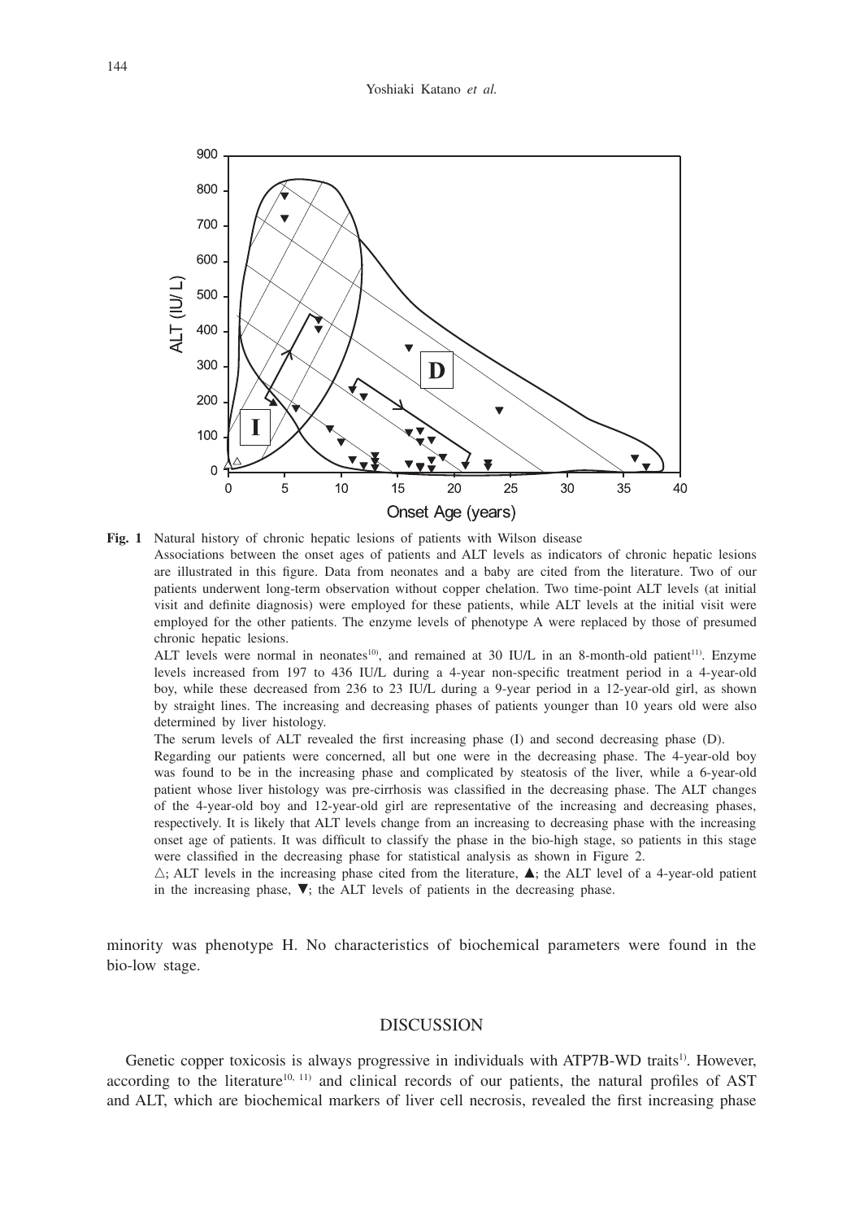**Fig. 1** Natural history of chronic hepatic lesions of patients with Wilson disease

Associations between the onset ages of patients and ALT levels as indicators of chronic hepatic lesions are illustrated in this figure. Data from neonates and a baby are cited from the literature. Two of our patients underwent long-term observation without copper chelation. Two time-point ALT levels (at initial visit and definite diagnosis) were employed for these patients, while ALT levels at the initial visit were employed for the other patients. The enzyme levels of phenotype A were replaced by those of presumed chronic hepatic lesions.

ALT levels were normal in neonates[10], and remained at 30 IU/L in an 8-month-old patient[11]. Enzyme levels increased from 197 to 436 IU/L during a 4-year non-specific treatment period in a 4-year-old boy, while these decreased from 236 to 23 IU/L during a 9-year period in a 12-year-old girl, as shown by straight lines. The increasing and decreasing phases of patients younger than 10 years old were also determined by liver histology.

The serum levels of ALT revealed the first increasing phase (I) and second decreasing phase (D).

Regarding our patients were concerned, all but one were in the decreasing phase. The 4-year-old boy was found to be in the increasing phase and complicated by steatosis of the liver, while a 6-year-old patient whose liver histology was pre-cirrhosis was classified in the decreasing phase. The ALT changes of the 4-year-old boy and 12-year-old girl are representative of the increasing and decreasing phases, respectively. It is likely that ALT levels change from an increasing to decreasing phase with the increasing onset age of patients. It was difficult to classify the phase in the bio-high stage, so patients in this stage were classified in the decreasing phase for statistical analysis as shown in Figure 2.

△; ALT levels in the increasing phase cited from the literature, ▲; the ALT level of a 4-year-old patient in the increasing phase, ▼; the ALT levels of patients in the decreasing phase.

minority was phenotype H. No characteristics of biochemical parameters were found in the bio-low stage.

## DISCUSSION

Genetic copper toxicosis is always progressive in individuals with ATP7B-WD traits[1]. However, according to the literature[10, 11] and clinical records of our patients, the natural profiles of AST and ALT, which are biochemical markers of liver cell necrosis, revealed the first increasing phase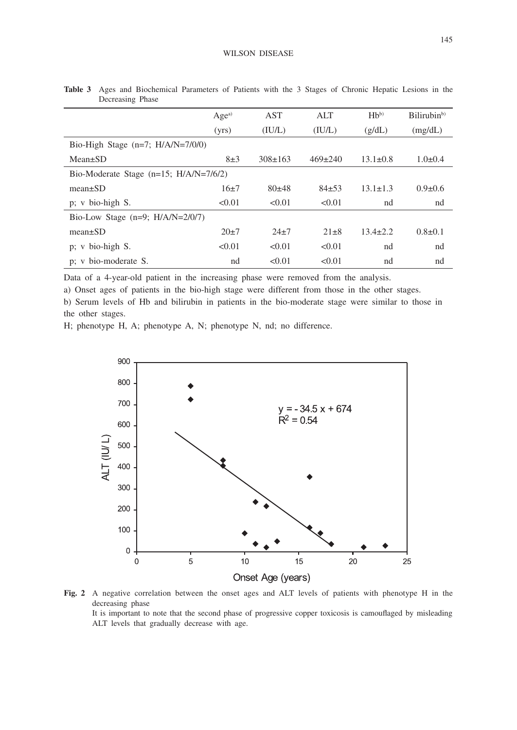**Table 3** Ages and Biochemical Parameters of Patients with the 3 Stages of Chronic Hepatic Lesions in the Decreasing Phase

| | Age[a) ] (yrs) | AST (IU/L) | ALT (IU/L) | Hb[b)] (g/dL) | Bilirubin[b)] (mg/dL) |
|---|---|---|---|---|---|
| Bio-High Stage (n=7; H/A/N=7/0/0) | | | | | |
| Mean±SD | 8±3 | 308±163 | 469±240 | 13.1±0.8 | 1.0±0.4 |
| Bio-Moderate Stage (n=15; H/A/N=7/6/2) | | | | | |
| mean±SD | 16±7 | 80±48 | 84±53 | 13.1±1.3 | 0.9±0.6 |
| p; v bio-high S. | <0.01 | <0.01 | <0.01 | nd | nd |
| Bio-Low Stage (n=9; H/A/N=2/0/7) | | | | | |
| mean±SD | 20±7 | 24±7 | 21±8 | 13.4±2.2 | 0.8±0.1 |
| p; v bio-high S. | <0.01 | <0.01 | <0.01 | nd | nd |
| p; v bio-moderate S. | nd | <0.01 | <0.01 | nd | nd |

Data of a 4-year-old patient in the increasing phase were removed from the analysis.

a) Onset ages of patients in the bio-high stage were different from those in the other stages.

b) Serum levels of Hb and bilirubin in patients in the bio-moderate stage were similar to those in the other stages.

H; phenotype H, A; phenotype A, N; phenotype N, nd; no difference.

**Fig. 2** A negative correlation between the onset ages and ALT levels of patients with phenotype H in the decreasing phase

It is important to note that the second phase of progressive copper toxicosis is camouflaged by misleading ALT levels that gradually decrease with age.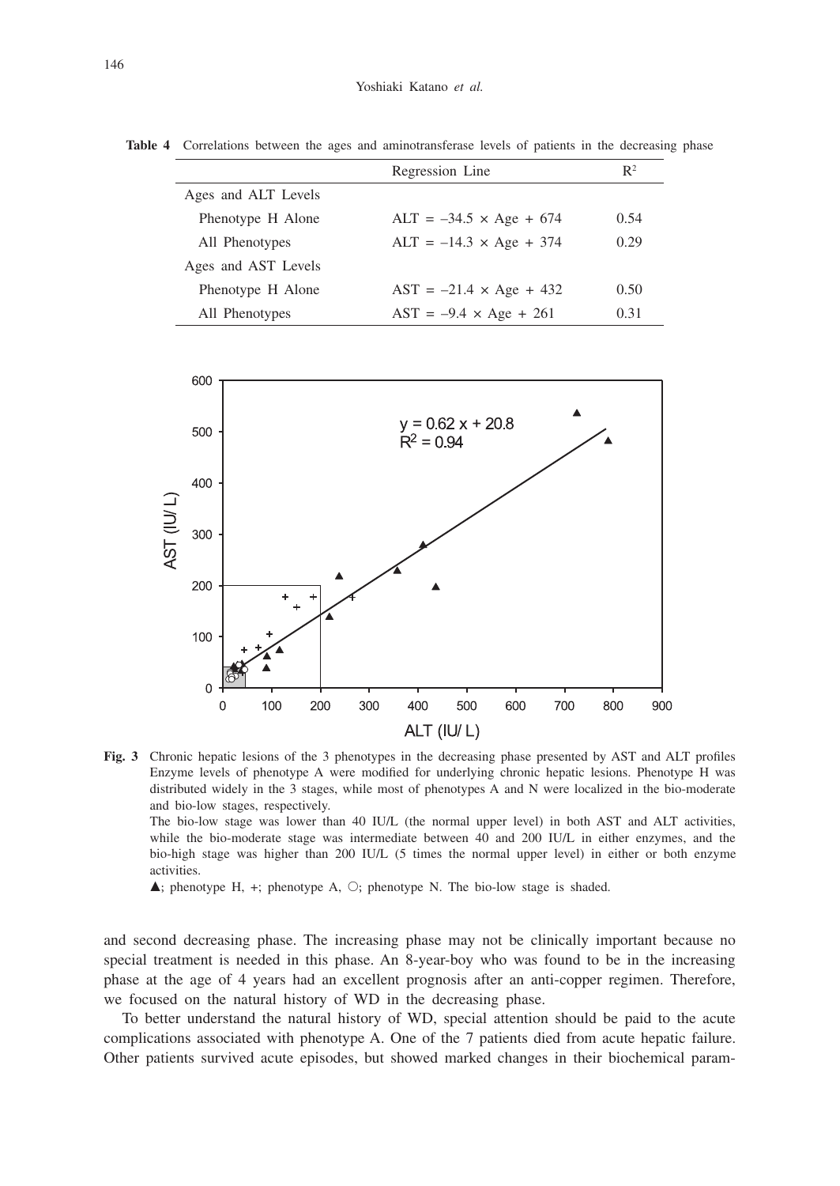**Table 4** Correlations between the ages and aminotransferase levels of patients in the decreasing phase

| | Regression Line | $R^2$ |
|---|---|---|
| Ages and ALT Levels | | |
| Phenotype H Alone | ALT = –34.5 × Age + 674 | 0.54 |
| All Phenotypes | ALT = –14.3 × Age + 374 | 0.29 |
| Ages and AST Levels | | |
| Phenotype H Alone | AST = –21.4 × Age + 432 | 0.50 |
| All Phenotypes | AST = –9.4 × Age + 261 | 0.31 |

**Fig. 3** Chronic hepatic lesions of the 3 phenotypes in the decreasing phase presented by AST and ALT profiles Enzyme levels of phenotype A were modified for underlying chronic hepatic lesions. Phenotype H was distributed widely in the 3 stages, while most of phenotypes A and N were localized in the bio-moderate and bio-low stages, respectively.
The bio-low stage was lower than 40 IU/L (the normal upper level) in both AST and ALT activities, while the bio-moderate stage was intermediate between 40 and 200 IU/L in either enzymes, and the bio-high stage was higher than 200 IU/L (5 times the normal upper level) in either or both enzyme activities.
▲; phenotype H, +; phenotype A, ○; phenotype N. The bio-low stage is shaded.

and second decreasing phase. The increasing phase may not be clinically important because no special treatment is needed in this phase. An 8-year-boy who was found to be in the increasing phase at the age of 4 years had an excellent prognosis after an anti-copper regimen. Therefore, we focused on the natural history of WD in the decreasing phase.

To better understand the natural history of WD, special attention should be paid to the acute complications associated with phenotype A. One of the 7 patients died from acute hepatic failure. Other patients survived acute episodes, but showed marked changes in their biochemical param-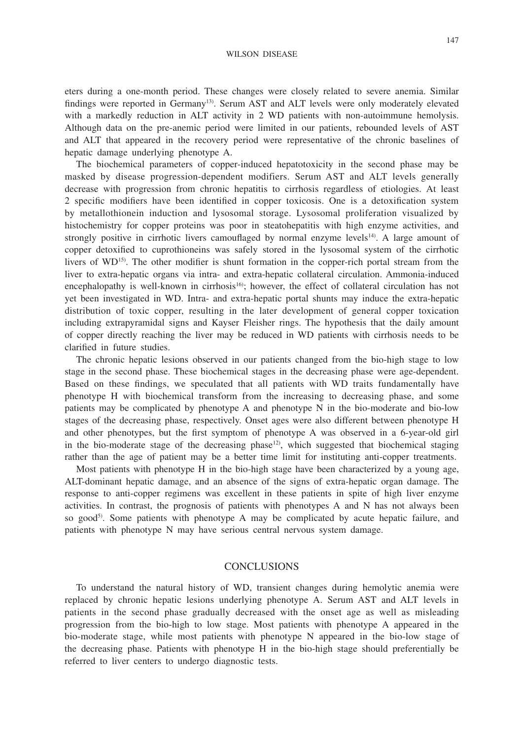eters during a one-month period. These changes were closely related to severe anemia. Similar findings were reported in Germany[13]. Serum AST and ALT levels were only moderately elevated with a markedly reduction in ALT activity in 2 WD patients with non-autoimmune hemolysis. Although data on the pre-anemic period were limited in our patients, rebounded levels of AST and ALT that appeared in the recovery period were representative of the chronic baselines of hepatic damage underlying phenotype A.

The biochemical parameters of copper-induced hepatotoxicity in the second phase may be masked by disease progression-dependent modifiers. Serum AST and ALT levels generally decrease with progression from chronic hepatitis to cirrhosis regardless of etiologies. At least 2 specific modifiers have been identified in copper toxicosis. One is a detoxification system by metallothionein induction and lysosomal storage. Lysosomal proliferation visualized by histochemistry for copper proteins was poor in steatohepatitis with high enzyme activities, and strongly positive in cirrhotic livers camouflaged by normal enzyme levels[14]. A large amount of copper detoxified to cuprothioneins was safely stored in the lysosomal system of the cirrhotic livers of WD[15]. The other modifier is shunt formation in the copper-rich portal stream from the liver to extra-hepatic organs via intra- and extra-hepatic collateral circulation. Ammonia-induced encephalopathy is well-known in cirrhosis[16]; however, the effect of collateral circulation has not yet been investigated in WD. Intra- and extra-hepatic portal shunts may induce the extra-hepatic distribution of toxic copper, resulting in the later development of general copper toxication including extrapyramidal signs and Kayser Fleisher rings. The hypothesis that the daily amount of copper directly reaching the liver may be reduced in WD patients with cirrhosis needs to be clarified in future studies.

The chronic hepatic lesions observed in our patients changed from the bio-high stage to low stage in the second phase. These biochemical stages in the decreasing phase were age-dependent. Based on these findings, we speculated that all patients with WD traits fundamentally have phenotype H with biochemical transform from the increasing to decreasing phase, and some patients may be complicated by phenotype A and phenotype N in the bio-moderate and bio-low stages of the decreasing phase, respectively. Onset ages were also different between phenotype H and other phenotypes, but the first symptom of phenotype A was observed in a 6-year-old girl in the bio-moderate stage of the decreasing phase[12], which suggested that biochemical staging rather than the age of patient may be a better time limit for instituting anti-copper treatments.

Most patients with phenotype H in the bio-high stage have been characterized by a young age, ALT-dominant hepatic damage, and an absence of the signs of extra-hepatic organ damage. The response to anti-copper regimens was excellent in these patients in spite of high liver enzyme activities. In contrast, the prognosis of patients with phenotypes A and N has not always been so good[5]. Some patients with phenotype A may be complicated by acute hepatic failure, and patients with phenotype N may have serious central nervous system damage.

## CONCLUSIONS

To understand the natural history of WD, transient changes during hemolytic anemia were replaced by chronic hepatic lesions underlying phenotype A. Serum AST and ALT levels in patients in the second phase gradually decreased with the onset age as well as misleading progression from the bio-high to low stage. Most patients with phenotype A appeared in the bio-moderate stage, while most patients with phenotype N appeared in the bio-low stage of the decreasing phase. Patients with phenotype H in the bio-high stage should preferentially be referred to liver centers to undergo diagnostic tests.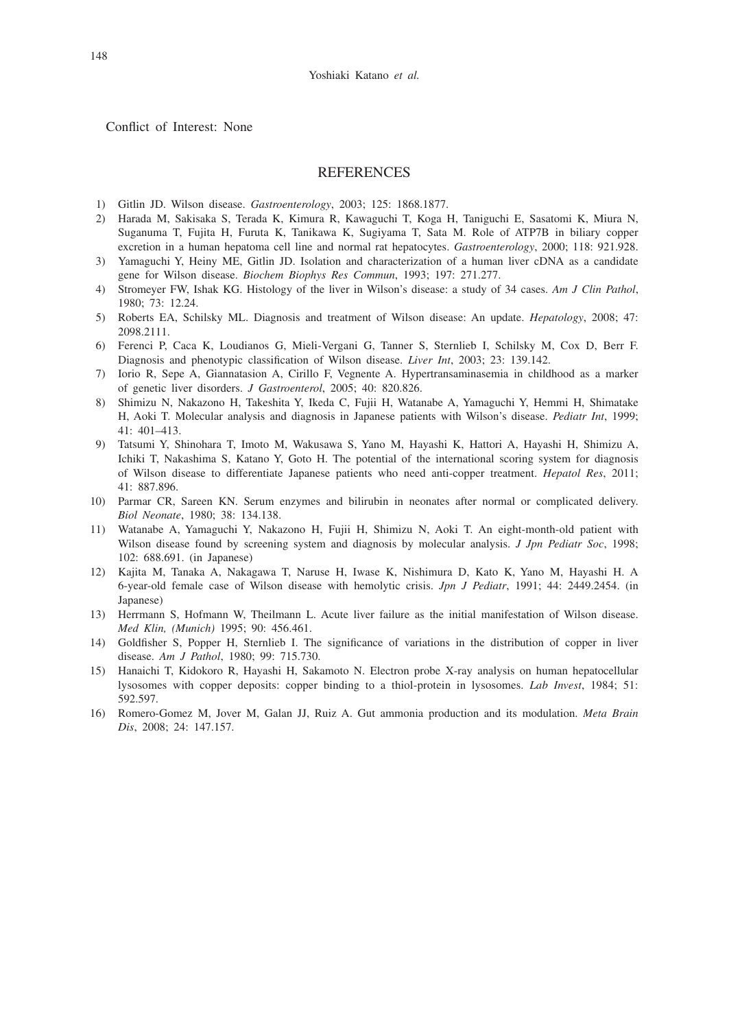Conflict of Interest: None

## REFERENCES

1) Gitlin JD. Wilson disease. *Gastroenterology*, 2003; 125: 1868.1877.
2) Harada M, Sakisaka S, Terada K, Kimura R, Kawaguchi T, Koga H, Taniguchi E, Sasatomi K, Miura N, Suganuma T, Fujita H, Furuta K, Tanikawa K, Sugiyama T, Sata M. Role of ATP7B in biliary copper excretion in a human hepatoma cell line and normal rat hepatocytes. *Gastroenterology*, 2000; 118: 921.928.
3) Yamaguchi Y, Heiny ME, Gitlin JD. Isolation and characterization of a human liver cDNA as a candidate gene for Wilson disease. *Biochem Biophys Res Commun*, 1993; 197: 271.277.
4) Stromeyer FW, Ishak KG. Histology of the liver in Wilson's disease: a study of 34 cases. *Am J Clin Pathol*, 1980; 73: 12.24.
5) Roberts EA, Schilsky ML. Diagnosis and treatment of Wilson disease: An update. *Hepatology*, 2008; 47: 2098.2111.
6) Ferenci P, Caca K, Loudianos G, Mieli-Vergani G, Tanner S, Sternlieb I, Schilsky M, Cox D, Berr F. Diagnosis and phenotypic classification of Wilson disease. *Liver Int*, 2003; 23: 139.142.
7) Iorio R, Sepe A, Giannatasion A, Cirillo F, Vegnente A. Hypertransaminasemia in childhood as a marker of genetic liver disorders. *J Gastroenterol*, 2005; 40: 820.826.
8) Shimizu N, Nakazono H, Takeshita Y, Ikeda C, Fujii H, Watanabe A, Yamaguchi Y, Hemmi H, Shimatake H, Aoki T. Molecular analysis and diagnosis in Japanese patients with Wilson's disease. *Pediatr Int*, 1999; 41: 401–413.
9) Tatsumi Y, Shinohara T, Imoto M, Wakusawa S, Yano M, Hayashi K, Hattori A, Hayashi H, Shimizu A, Ichiki T, Nakashima S, Katano Y, Goto H. The potential of the international scoring system for diagnosis of Wilson disease to differentiate Japanese patients who need anti-copper treatment. *Hepatol Res*, 2011; 41: 887.896.
10) Parmar CR, Sareen KN. Serum enzymes and bilirubin in neonates after normal or complicated delivery. *Biol Neonate*, 1980; 38: 134.138.
11) Watanabe A, Yamaguchi Y, Nakazono H, Fujii H, Shimizu N, Aoki T. An eight-month-old patient with Wilson disease found by screening system and diagnosis by molecular analysis. *J Jpn Pediatr Soc*, 1998; 102: 688.691. (in Japanese)
12) Kajita M, Tanaka A, Nakagawa T, Naruse H, Iwase K, Nishimura D, Kato K, Yano M, Hayashi H. A 6-year-old female case of Wilson disease with hemolytic crisis. *Jpn J Pediatr*, 1991; 44: 2449.2454. (in Japanese)
13) Herrmann S, Hofmann W, Theilmann L. Acute liver failure as the initial manifestation of Wilson disease. *Med Klin, (Munich)* 1995; 90: 456.461.
14) Goldfisher S, Popper H, Sternlieb I. The significance of variations in the distribution of copper in liver disease. *Am J Pathol*, 1980; 99: 715.730.
15) Hanaichi T, Kidokoro R, Hayashi H, Sakamoto N. Electron probe X-ray analysis on human hepatocellular lysosomes with copper deposits: copper binding to a thiol-protein in lysosomes. *Lab Invest*, 1984; 51: 592.597.
16) Romero-Gomez M, Jover M, Galan JJ, Ruiz A. Gut ammonia production and its modulation. *Meta Brain Dis*, 2008; 24: 147.157.